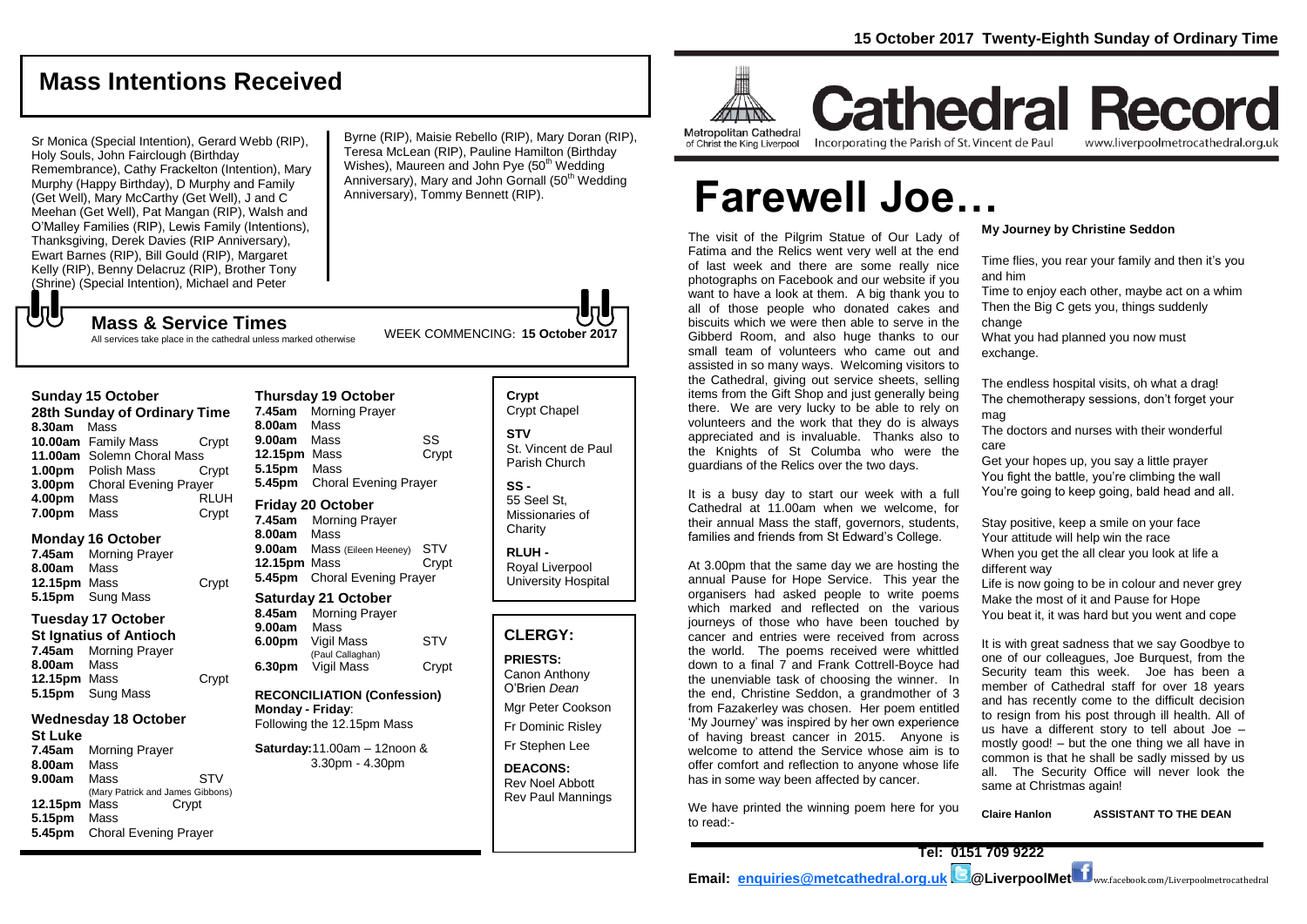15 October 2017 Twenty-Eighth Sunday of Ordinary Time

# Cathedral Record

Metropolitan Cathedral of Christ the King Liverpool — Incorporating the Parish of St. Vincent de Paul — www.liverpoolmetrocathedral.org.uk

## Mass Intentions Received

Sr Monica (Special Intention), Gerard Webb (RIP), Holy Souls, John Fairclough (Birthday Remembrance), Cathy Frackelton (Intention), Mary Murphy (Happy Birthday), D Murphy and Family (Get Well), Mary McCarthy (Get Well), J and C Meehan (Get Well), Pat Mangan (RIP), Walsh and O'Malley Families (RIP), Lewis Family (Intentions), Thanksgiving, Derek Davies (RIP Anniversary), Ewart Barnes (RIP), Bill Gould (RIP), Margaret Kelly (RIP), Benny Delacruz (RIP), Brother Tony (Shrine) (Special Intention), Michael and Peter Byrne (RIP), Maisie Rebello (RIP), Mary Doran (RIP), Teresa McLean (RIP), Pauline Hamilton (Birthday Wishes), Maureen and John Pye (50th Wedding Anniversary), Mary and John Gornall (50th Wedding Anniversary), Tommy Bennett (RIP).

## Mass & Service Times

All services take place in the cathedral unless marked otherwise

WEEK COMMENCING: **15 October 2017**

### Sunday 15 October
**28th Sunday of Ordinary Time**

| | | |
|---|---|---|
| **8.30am** | Mass | |
| **10.00am** | Family Mass | Crypt |
| **11.00am** | Solemn Choral Mass | |
| **1.00pm** | Polish Mass | Crypt |
| **3.00pm** | Choral Evening Prayer | |
| **4.00pm** | Mass | RLUH |
| **7.00pm** | Mass | Crypt |

### Monday 16 October

| | | |
|---|---|---|
| **7.45am** | Morning Prayer | |
| **8.00am** | Mass | |
| **12.15pm** | Mass | Crypt |
| **5.15pm** | Sung Mass | |

### Tuesday 17 October
**St Ignatius of Antioch**

| | | |
|---|---|---|
| **7.45am** | Morning Prayer | |
| **8.00am** | Mass | |
| **12.15pm** | Mass | Crypt |
| **5.15pm** | Sung Mass | |

### Wednesday 18 October
**St Luke**

| | | |
|---|---|---|
| **7.45am** | Morning Prayer | |
| **8.00am** | Mass | |
| **9.00am** | Mass (Mary Patrick and James Gibbons) | STV |
| **12.15pm** | Mass | Crypt |
| **5.15pm** | Mass | |
| **5.45pm** | Choral Evening Prayer | |

### Thursday 19 October

| | | |
|---|---|---|
| **7.45am** | Morning Prayer | |
| **8.00am** | Mass | |
| **9.00am** | Mass | SS |
| **12.15pm** | Mass | Crypt |
| **5.15pm** | Mass | |
| **5.45pm** | Choral Evening Prayer | |

### Friday 20 October

| | | |
|---|---|---|
| **7.45am** | Morning Prayer | |
| **8.00am** | Mass | |
| **9.00am** | Mass (Eileen Heeney) | STV |
| **12.15pm** | Mass | Crypt |
| **5.45pm** | Choral Evening Prayer | |

### Saturday 21 October

| | | |
|---|---|---|
| **8.45am** | Morning Prayer | |
| **9.00am** | Mass | |
| **6.00pm** | Vigil Mass (Paul Callaghan) | STV |
| **6.30pm** | Vigil Mass | Crypt |

**RECONCILIATION (Confession)**
**Monday - Friday**: Following the 12.15pm Mass

**Saturday:** 11.00am – 12noon & 3.30pm - 4.30pm

**Crypt** Crypt Chapel

**STV** St. Vincent de Paul Parish Church

**SS -** 55 Seel St, Missionaries of Charity

**RLUH -** Royal Liverpool University Hospital

## CLERGY:

**PRIESTS:**
Canon Anthony O'Brien *Dean*
Mgr Peter Cookson
Fr Dominic Risley
Fr Stephen Lee

**DEACONS:**
Rev Noel Abbott
Rev Paul Mannings

# Farewell Joe…

The visit of the Pilgrim Statue of Our Lady of Fatima and the Relics went very well at the end of last week and there are some really nice photographs on Facebook and our website if you want to have a look at them. A big thank you to all of those people who donated cakes and biscuits which we were then able to serve in the Gibberd Room, and also huge thanks to our small team of volunteers who came out and assisted in so many ways. Welcoming visitors to the Cathedral, giving out service sheets, selling items from the Gift Shop and just generally being there. We are very lucky to be able to rely on volunteers and the work that they do is always appreciated and is invaluable. Thanks also to the Knights of St Columba who were the guardians of the Relics over the two days.

It is a busy day to start our week with a full Cathedral at 11.00am when we welcome, for their annual Mass the staff, governors, students, families and friends from St Edward's College.

At 3.00pm that the same day we are hosting the annual Pause for Hope Service. This year the organisers had asked people to write poems which marked and reflected on the various journeys of those who have been touched by cancer and entries were received from across the world. The poems received were whittled down to a final 7 and Frank Cottrell-Boyce had the unenviable task of choosing the winner. In the end, Christine Seddon, a grandmother of 3 from Fazakerley was chosen. Her poem entitled 'My Journey' was inspired by her own experience of having breast cancer in 2015. Anyone is welcome to attend the Service whose aim is to offer comfort and reflection to anyone whose life has in some way been affected by cancer.

We have printed the winning poem here for you to read:-

**My Journey by Christine Seddon**

Time flies, you rear your family and then it's you and him
Time to enjoy each other, maybe act on a whim
Then the Big C gets you, things suddenly change
What you had planned you now must exchange.

The endless hospital visits, oh what a drag!
The chemotherapy sessions, don't forget your mag
The doctors and nurses with their wonderful care
Get your hopes up, you say a little prayer
You fight the battle, you're climbing the wall
You're going to keep going, bald head and all.

Stay positive, keep a smile on your face
Your attitude will help win the race
When you get the all clear you look at life a different way
Life is now going to be in colour and never grey
Make the most of it and Pause for Hope
You beat it, it was hard but you went and cope

It is with great sadness that we say Goodbye to one of our colleagues, Joe Burquest, from the Security team this week. Joe has been a member of Cathedral staff for over 18 years and has recently come to the difficult decision to resign from his post through ill health. All of us have a different story to tell about Joe – mostly good! – but the one thing we all have in common is that he shall be sadly missed by us all. The Security Office will never look the same at Christmas again!

**Claire Hanlon ASSISTANT TO THE DEAN**

**Tel: 0151 709 9222**

**Email: enquiries@metcathedral.org.uk @LiverpoolMet** www.facebook.com/Liverpoolmetrocathedral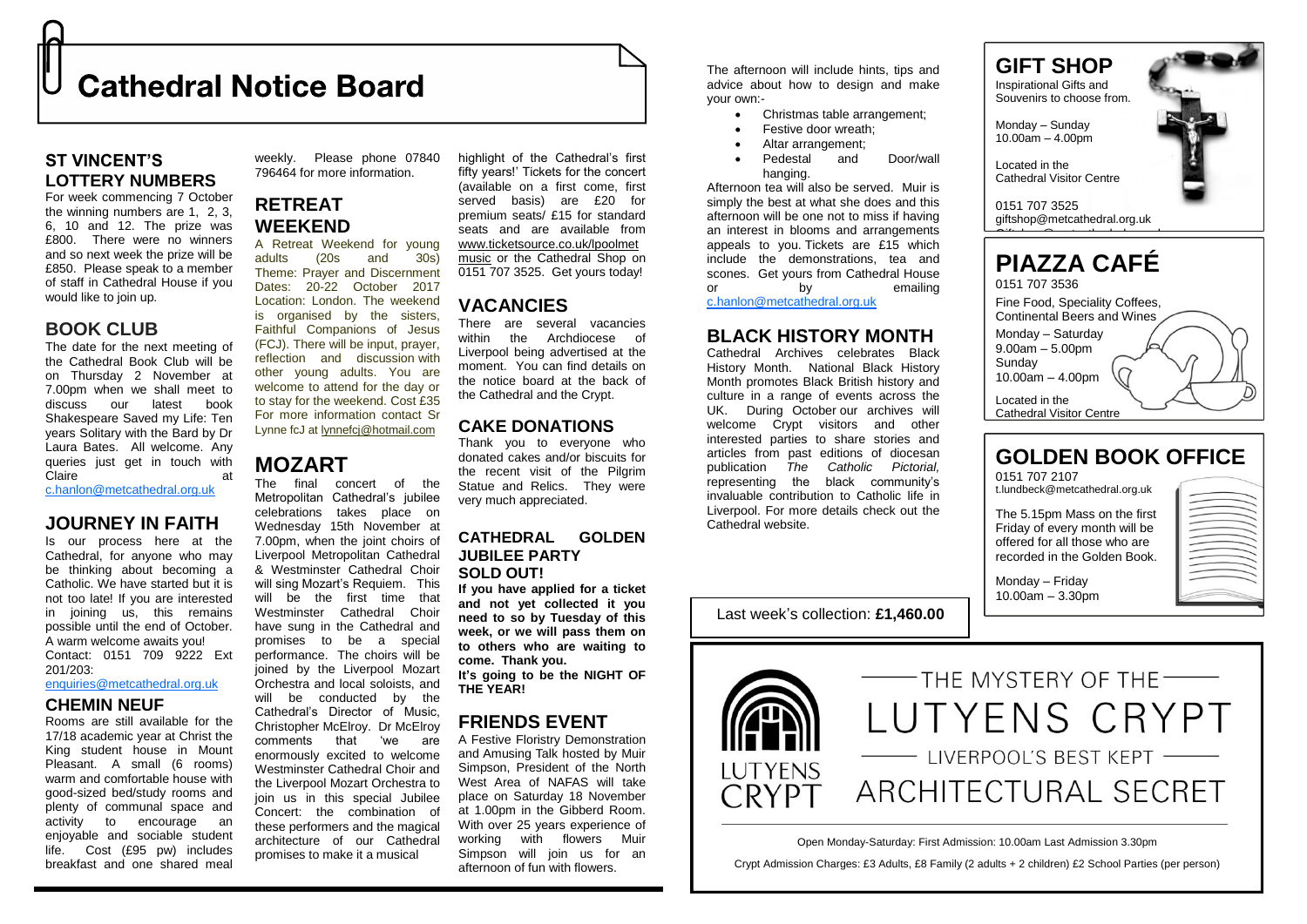# Cathedral Notice Board

## ST VINCENT'S LOTTERY NUMBERS

For week commencing 7 October the winning numbers are 1, 2, 3, 6, 10 and 12. The prize was £800. There were no winners and so next week the prize will be £850. Please speak to a member of staff in Cathedral House if you would like to join up.

## BOOK CLUB

The date for the next meeting of the Cathedral Book Club will be on Thursday 2 November at 7.00pm when we shall meet to discuss our latest book Shakespeare Saved my Life: Ten years Solitary with the Bard by Dr Laura Bates. All welcome. Any queries just get in touch with Claire at c.hanlon@metcathedral.org.uk

## JOURNEY IN FAITH

Is our process here at the Cathedral, for anyone who may be thinking about becoming a Catholic. We have started but it is not too late! If you are interested in joining us, this remains possible until the end of October. A warm welcome awaits you! Contact: 0151 709 9222 Ext 201/203: enquiries@metcathedral.org.uk

## CHEMIN NEUF

Rooms are still available for the 17/18 academic year at Christ the King student house in Mount Pleasant. A small (6 rooms) warm and comfortable house with good-sized bed/study rooms and plenty of communal space and activity to encourage an enjoyable and sociable student life. Cost (£95 pw) includes breakfast and one shared meal weekly. Please phone 07840 796464 for more information.

## RETREAT WEEKEND

A Retreat Weekend for young adults (20s and 30s) Theme: Prayer and Discernment Dates: 20-22 October 2017 Location: London. The weekend is organised by the sisters, Faithful Companions of Jesus (FCJ). There will be input, prayer, reflection and discussion with other young adults. You are welcome to attend for the day or to stay for the weekend. Cost £35 For more information contact Sr Lynne fcJ at lynnefcj@hotmail.com

## MOZART

The final concert of the Metropolitan Cathedral's jubilee celebrations takes place on Wednesday 15th November at 7.00pm, when the joint choirs of Liverpool Metropolitan Cathedral & Westminster Cathedral Choir will sing Mozart's Requiem. This will be the first time that Westminster Cathedral Choir have sung in the Cathedral and promises to be a special performance. The choirs will be joined by the Liverpool Mozart Orchestra and local soloists, and will be conducted by the Cathedral's Director of Music, Christopher McElroy. Dr McElroy comments that 'we are enormously excited to welcome Westminster Cathedral Choir and the Liverpool Mozart Orchestra to join us in this special Jubilee Concert: the combination of these performers and the magical architecture of our Cathedral promises to make it a musical highlight of the Cathedral's first fifty years!' Tickets for the concert (available on a first come, first served basis) are £20 for premium seats/ £15 for standard seats and are available from www.ticketsource.co.uk/lpoolmet music or the Cathedral Shop on 0151 707 3525. Get yours today!

## VACANCIES

There are several vacancies within the Archdiocese of Liverpool being advertised at the moment. You can find details on the notice board at the back of the Cathedral and the Crypt.

## CAKE DONATIONS

Thank you to everyone who donated cakes and/or biscuits for the recent visit of the Pilgrim Statue and Relics. They were very much appreciated.

### CATHEDRAL GOLDEN JUBILEE PARTY SOLD OUT!

**If you have applied for a ticket and not yet collected it you need to so by Tuesday of this week, or we will pass them on to others who are waiting to come. Thank you.**

**It's going to be the NIGHT OF THE YEAR!**

## FRIENDS EVENT

A Festive Floristry Demonstration and Amusing Talk hosted by Muir Simpson, President of the North West Area of NAFAS will take place on Saturday 18 November at 1.00pm in the Gibberd Room. With over 25 years experience of working with flowers Muir Simpson will join us for an afternoon of fun with flowers.

The afternoon will include hints, tips and advice about how to design and make your own:-

- Christmas table arrangement;
- Festive door wreath;
- Altar arrangement;
- Pedestal and Door/wall hanging.

Afternoon tea will also be served. Muir is simply the best at what she does and this afternoon will be one not to miss if having an interest in blooms and arrangements appeals to you. Tickets are £15 which include the demonstrations, tea and scones. Get yours from Cathedral House or by emailing c.hanlon@metcathedral.org.uk

## BLACK HISTORY MONTH

Cathedral Archives celebrates Black History Month. National Black History Month promotes Black British history and culture in a range of events across the UK. During October our archives will welcome Crypt visitors and other interested parties to share stories and articles from past editions of diocesan publication *The Catholic Pictorial,* representing the black community's invaluable contribution to Catholic life in Liverpool. For more details check out the Cathedral website.

Last week's collection: **£1,460.00**

## GIFT SHOP

Inspirational Gifts and Souvenirs to choose from.

Monday – Sunday
10.00am – 4.00pm

Located in the Cathedral Visitor Centre

0151 707 3525
giftshop@metcathedral.org.uk

## PIAZZA CAFÉ

0151 707 3536

Fine Food, Speciality Coffees, Continental Beers and Wines

Monday – Saturday
9.00am – 5.00pm
Sunday
10.00am – 4.00pm

Located in the Cathedral Visitor Centre

## GOLDEN BOOK OFFICE

0151 707 2107
t.lundbeck@metcathedral.org.uk

The 5.15pm Mass on the first Friday of every month will be offered for all those who are recorded in the Golden Book.

Monday – Friday
10.00am – 3.30pm

LUTYENS CRYPT

THE MYSTERY OF THE LUTYENS CRYPT

LIVERPOOL'S BEST KEPT ARCHITECTURAL SECRET

Open Monday-Saturday: First Admission: 10.00am Last Admission 3.30pm

Crypt Admission Charges: £3 Adults, £8 Family (2 adults + 2 children) £2 School Parties (per person)